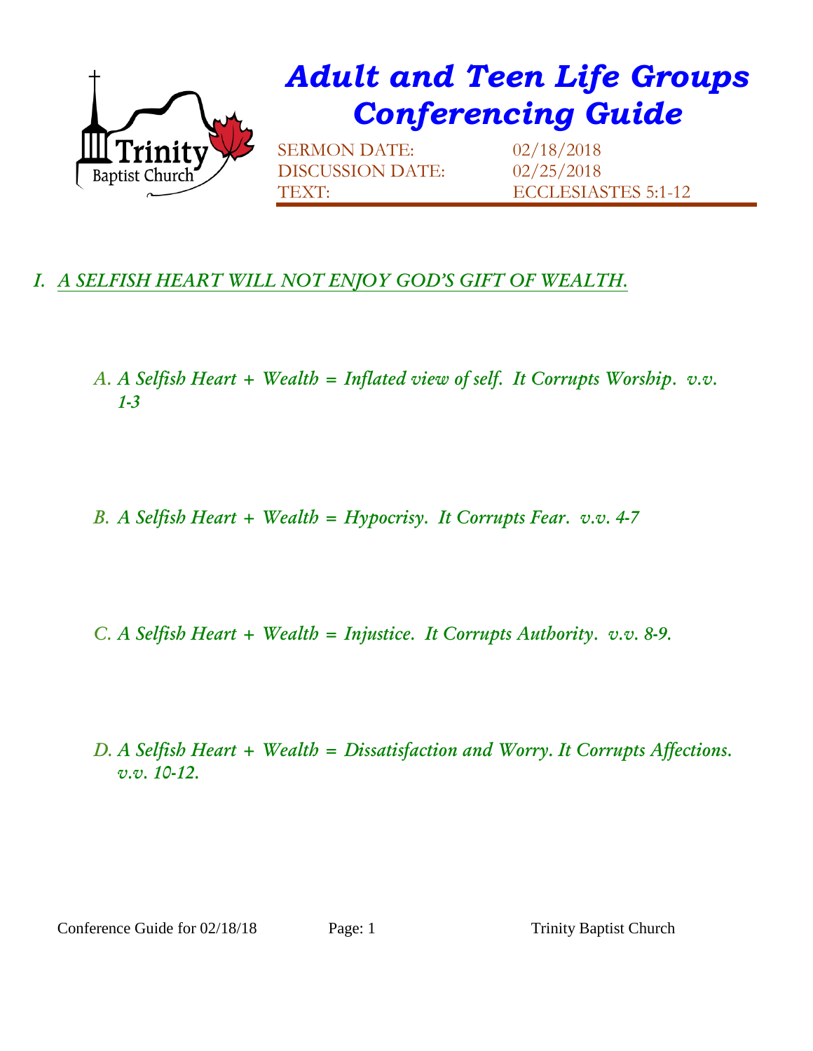# *Adult and Teen Life Groups Conferencing Guide*

SERMON DATE: 02/18/2018
DISCUSSION DATE: 02/25/2018
TEXT: ECCLESIASTES 5:1-12

## *I. A SELFISH HEART WILL NOT ENJOY GOD'S GIFT OF WEALTH.*

*A. A Selfish Heart + Wealth = Inflated view of self. It Corrupts Worship. v.v. 1-3*

*B. A Selfish Heart + Wealth = Hypocrisy. It Corrupts Fear. v.v. 4-7*

*C. A Selfish Heart + Wealth = Injustice. It Corrupts Authority. v.v. 8-9.*

*D. A Selfish Heart + Wealth = Dissatisfaction and Worry. It Corrupts Affections. v.v. 10-12.*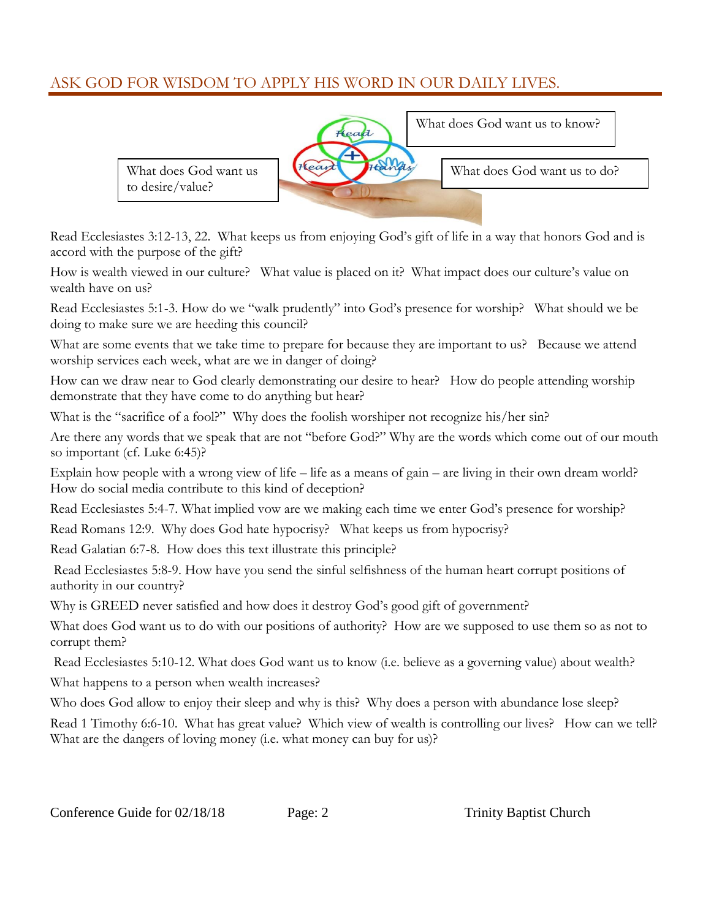## ASK GOD FOR WISDOM TO APPLY HIS WORD IN OUR DAILY LIVES.

What does God want us to know?

What does God want us to desire/value?

What does God want us to do?

Read Ecclesiastes 3:12-13, 22. What keeps us from enjoying God's gift of life in a way that honors God and is accord with the purpose of the gift?

How is wealth viewed in our culture? What value is placed on it? What impact does our culture's value on wealth have on us?

Read Ecclesiastes 5:1-3. How do we "walk prudently" into God's presence for worship? What should we be doing to make sure we are heeding this council?

What are some events that we take time to prepare for because they are important to us? Because we attend worship services each week, what are we in danger of doing?

How can we draw near to God clearly demonstrating our desire to hear? How do people attending worship demonstrate that they have come to do anything but hear?

What is the "sacrifice of a fool?" Why does the foolish worshiper not recognize his/her sin?

Are there any words that we speak that are not "before God?" Why are the words which come out of our mouth so important (cf. Luke 6:45)?

Explain how people with a wrong view of life – life as a means of gain – are living in their own dream world? How do social media contribute to this kind of deception?

Read Ecclesiastes 5:4-7. What implied vow are we making each time we enter God's presence for worship?

Read Romans 12:9. Why does God hate hypocrisy? What keeps us from hypocrisy?

Read Galatian 6:7-8. How does this text illustrate this principle?

Read Ecclesiastes 5:8-9. How have you send the sinful selfishness of the human heart corrupt positions of authority in our country?

Why is GREED never satisfied and how does it destroy God's good gift of government?

What does God want us to do with our positions of authority? How are we supposed to use them so as not to corrupt them?

Read Ecclesiastes 5:10-12. What does God want us to know (i.e. believe as a governing value) about wealth?

What happens to a person when wealth increases?

Who does God allow to enjoy their sleep and why is this? Why does a person with abundance lose sleep?

Read 1 Timothy 6:6-10. What has great value? Which view of wealth is controlling our lives? How can we tell? What are the dangers of loving money (i.e. what money can buy for us)?